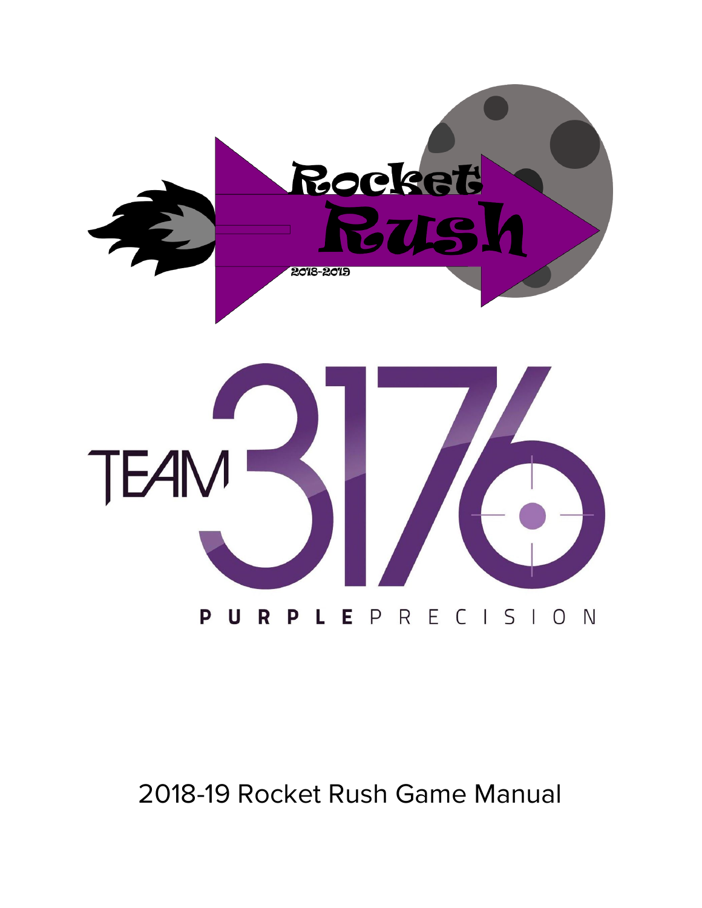Rocket Rush

2018-2019

TEAM 3176

PURPLE PRECISION

# 2018-19 Rocket Rush Game Manual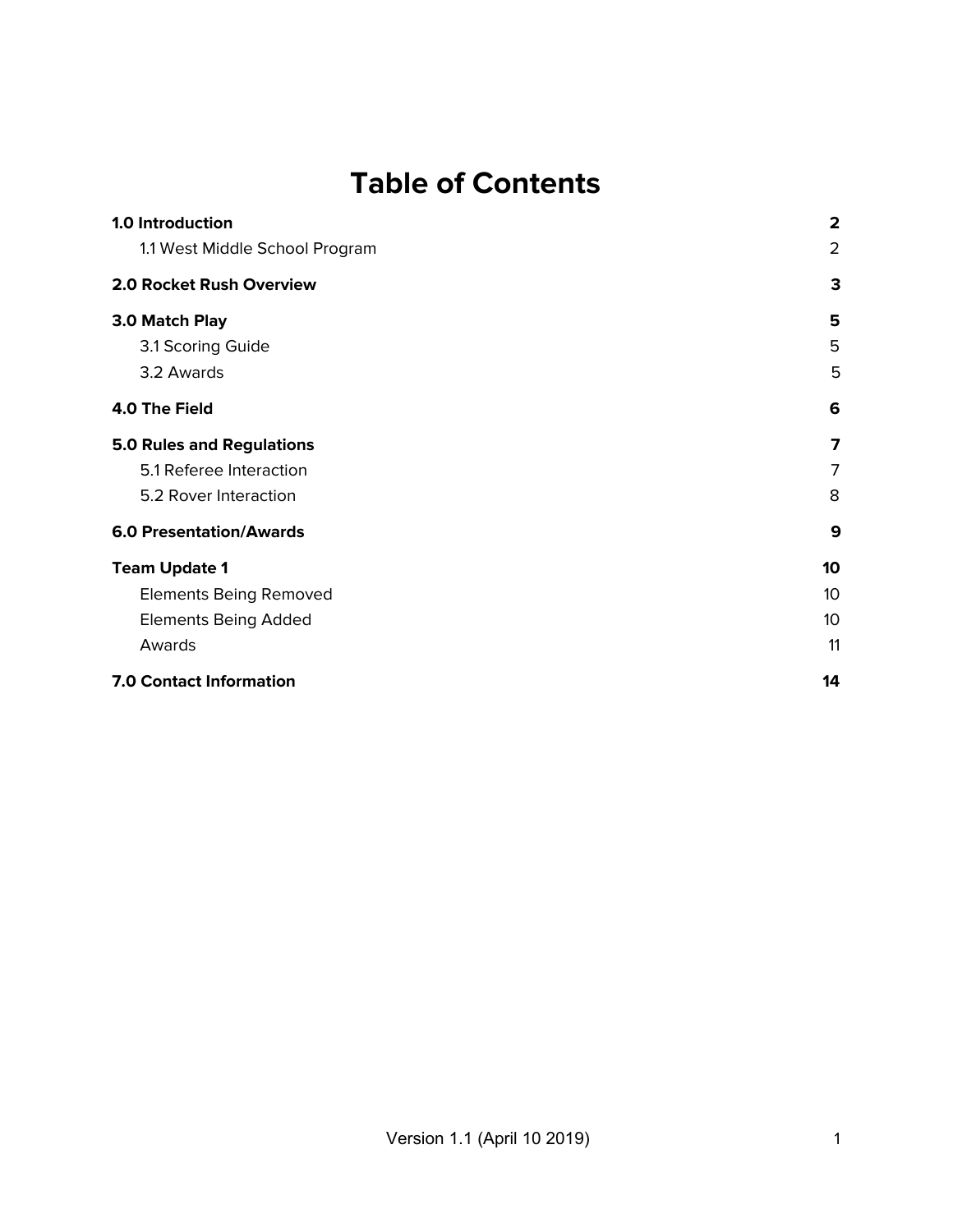# Table of Contents

| | |
|---|---|
| **1.0 Introduction** | **2** |
| 1.1 West Middle School Program | 2 |
| **2.0 Rocket Rush Overview** | **3** |
| **3.0 Match Play** | **5** |
| 3.1 Scoring Guide | 5 |
| 3.2 Awards | 5 |
| **4.0 The Field** | **6** |
| **5.0 Rules and Regulations** | **7** |
| 5.1 Referee Interaction | 7 |
| 5.2 Rover Interaction | 8 |
| **6.0 Presentation/Awards** | **9** |
| **Team Update 1** | **10** |
| Elements Being Removed | 10 |
| Elements Being Added | 10 |
| Awards | 11 |
| **7.0 Contact Information** | **14** |

Version 1.1 (April 10 2019)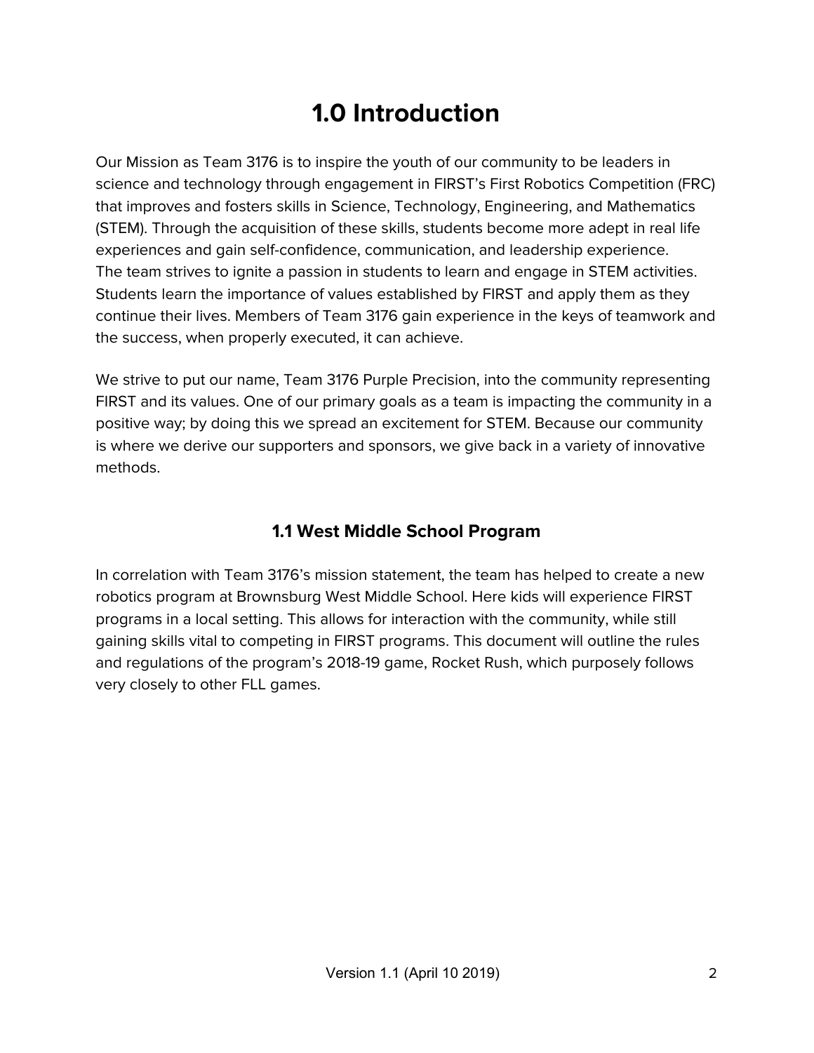# 1.0 Introduction

Our Mission as Team 3176 is to inspire the youth of our community to be leaders in science and technology through engagement in FIRST's First Robotics Competition (FRC) that improves and fosters skills in Science, Technology, Engineering, and Mathematics (STEM). Through the acquisition of these skills, students become more adept in real life experiences and gain self-confidence, communication, and leadership experience. The team strives to ignite a passion in students to learn and engage in STEM activities. Students learn the importance of values established by FIRST and apply them as they continue their lives. Members of Team 3176 gain experience in the keys of teamwork and the success, when properly executed, it can achieve.

We strive to put our name, Team 3176 Purple Precision, into the community representing FIRST and its values. One of our primary goals as a team is impacting the community in a positive way; by doing this we spread an excitement for STEM. Because our community is where we derive our supporters and sponsors, we give back in a variety of innovative methods.

## 1.1 West Middle School Program

In correlation with Team 3176's mission statement, the team has helped to create a new robotics program at Brownsburg West Middle School. Here kids will experience FIRST programs in a local setting. This allows for interaction with the community, while still gaining skills vital to competing in FIRST programs. This document will outline the rules and regulations of the program's 2018-19 game, Rocket Rush, which purposely follows very closely to other FLL games.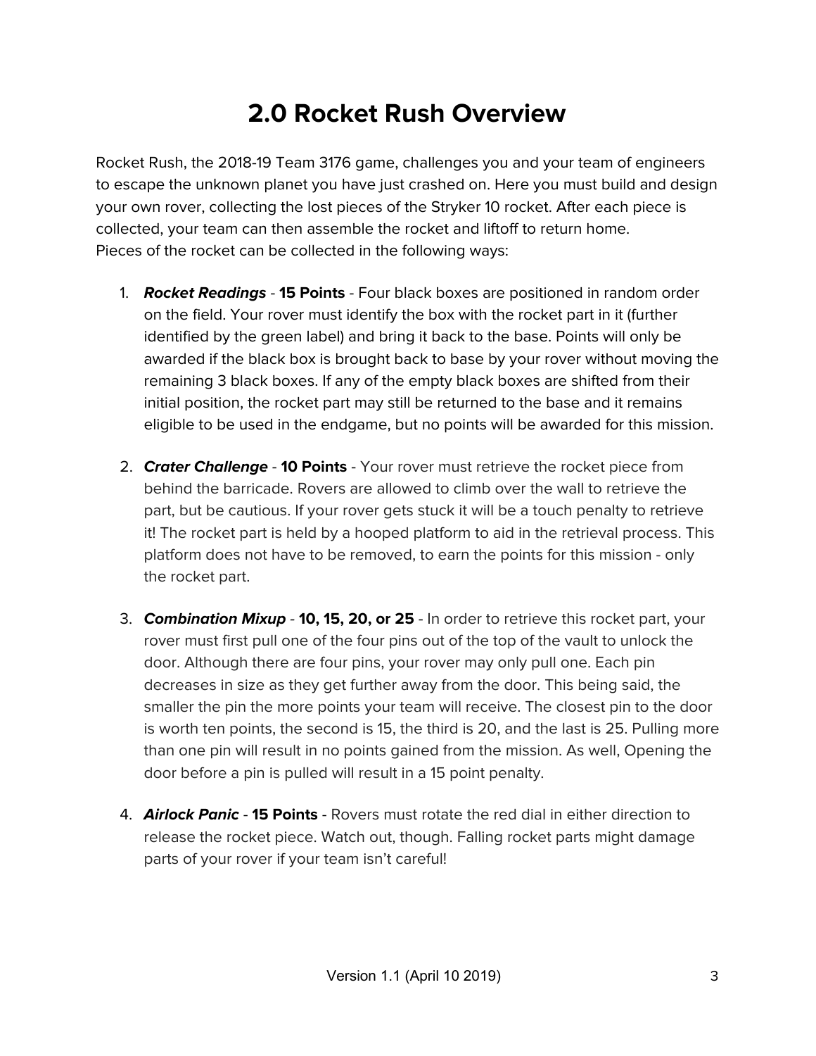# 2.0 Rocket Rush Overview

Rocket Rush, the 2018-19 Team 3176 game, challenges you and your team of engineers to escape the unknown planet you have just crashed on. Here you must build and design your own rover, collecting the lost pieces of the Stryker 10 rocket. After each piece is collected, your team can then assemble the rocket and liftoff to return home.
Pieces of the rocket can be collected in the following ways:

1. ***Rocket Readings*** - **15 Points** - Four black boxes are positioned in random order on the field. Your rover must identify the box with the rocket part in it (further identified by the green label) and bring it back to the base. Points will only be awarded if the black box is brought back to base by your rover without moving the remaining 3 black boxes. If any of the empty black boxes are shifted from their initial position, the rocket part may still be returned to the base and it remains eligible to be used in the endgame, but no points will be awarded for this mission.

2. ***Crater Challenge*** - **10 Points** - Your rover must retrieve the rocket piece from behind the barricade. Rovers are allowed to climb over the wall to retrieve the part, but be cautious. If your rover gets stuck it will be a touch penalty to retrieve it! The rocket part is held by a hooped platform to aid in the retrieval process. This platform does not have to be removed, to earn the points for this mission - only the rocket part.

3. ***Combination Mixup*** - **10, 15, 20, or 25** - In order to retrieve this rocket part, your rover must first pull one of the four pins out of the top of the vault to unlock the door. Although there are four pins, your rover may only pull one. Each pin decreases in size as they get further away from the door. This being said, the smaller the pin the more points your team will receive. The closest pin to the door is worth ten points, the second is 15, the third is 20, and the last is 25. Pulling more than one pin will result in no points gained from the mission. As well, Opening the door before a pin is pulled will result in a 15 point penalty.

4. ***Airlock Panic*** - **15 Points** - Rovers must rotate the red dial in either direction to release the rocket piece. Watch out, though. Falling rocket parts might damage parts of your rover if your team isn't careful!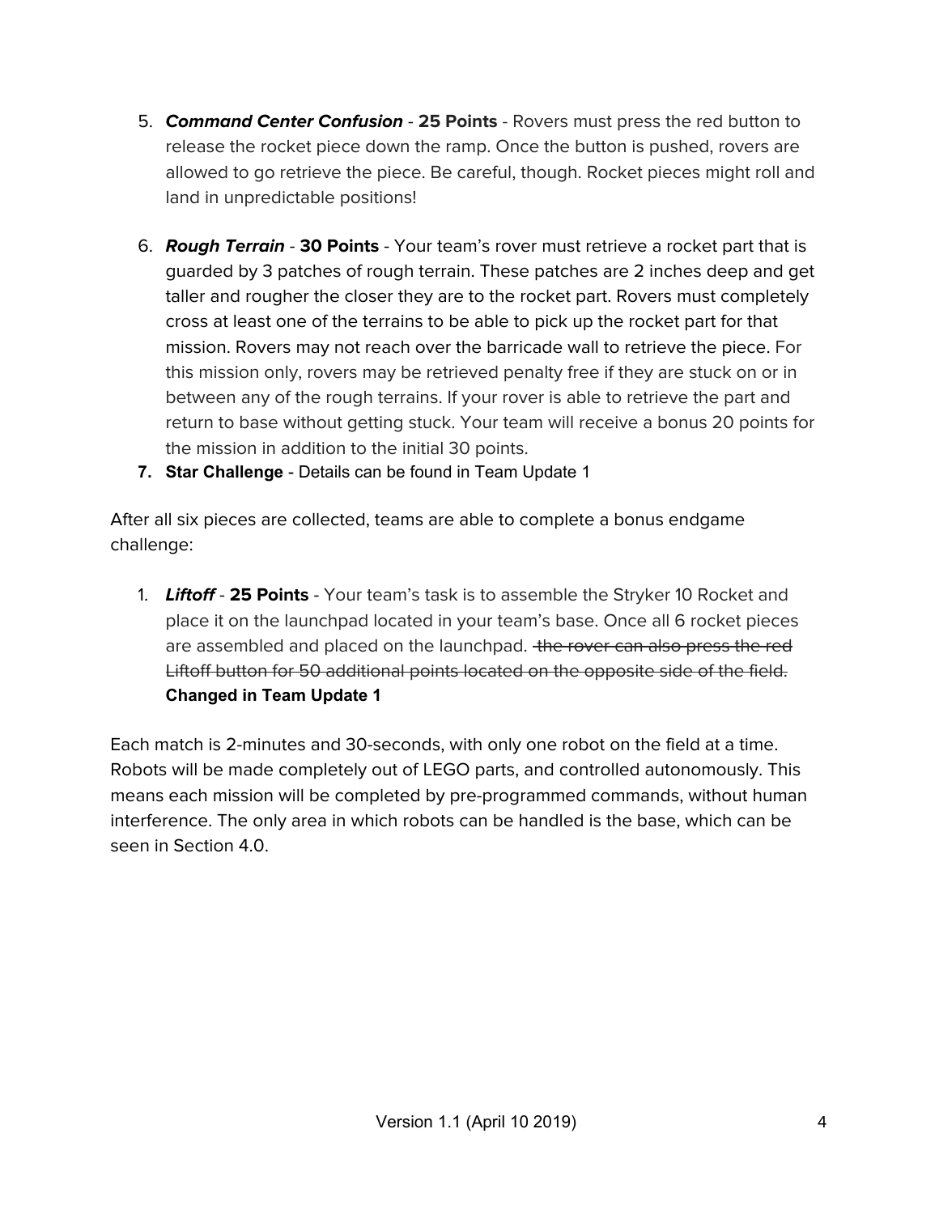5. ***Command Center Confusion*** - **25 Points** - Rovers must press the red button to release the rocket piece down the ramp. Once the button is pushed, rovers are allowed to go retrieve the piece. Be careful, though. Rocket pieces might roll and land in unpredictable positions!

6. ***Rough Terrain*** - **30 Points** - Your team's rover must retrieve a rocket part that is guarded by 3 patches of rough terrain. These patches are 2 inches deep and get taller and rougher the closer they are to the rocket part. Rovers must completely cross at least one of the terrains to be able to pick up the rocket part for that mission. Rovers may not reach over the barricade wall to retrieve the piece. For this mission only, rovers may be retrieved penalty free if they are stuck on or in between any of the rough terrains. If your rover is able to retrieve the part and return to base without getting stuck. Your team will receive a bonus 20 points for the mission in addition to the initial 30 points.

7. **Star Challenge** - Details can be found in Team Update 1

After all six pieces are collected, teams are able to complete a bonus endgame challenge:

1. ***Liftoff*** - **25 Points** - Your team's task is to assemble the Stryker 10 Rocket and place it on the launchpad located in your team's base. Once all 6 rocket pieces are assembled and placed on the launchpad. ~~the rover can also press the red Liftoff button for 50 additional points located on the opposite side of the field.~~ **Changed in Team Update 1**

Each match is 2-minutes and 30-seconds, with only one robot on the field at a time. Robots will be made completely out of LEGO parts, and controlled autonomously. This means each mission will be completed by pre-programmed commands, without human interference. The only area in which robots can be handled is the base, which can be seen in Section 4.0.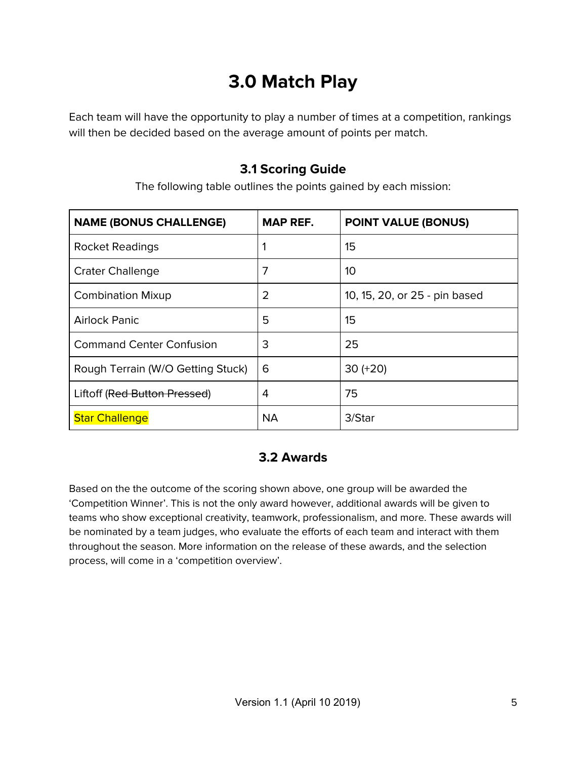# 3.0 Match Play

Each team will have the opportunity to play a number of times at a competition, rankings will then be decided based on the average amount of points per match.

## 3.1 Scoring Guide

The following table outlines the points gained by each mission:

| NAME (BONUS CHALLENGE) | MAP REF. | POINT VALUE (BONUS) |
|---|---|---|
| Rocket Readings | 1 | 15 |
| Crater Challenge | 7 | 10 |
| Combination Mixup | 2 | 10, 15, 20, or 25 - pin based |
| Airlock Panic | 5 | 15 |
| Command Center Confusion | 3 | 25 |
| Rough Terrain (W/O Getting Stuck) | 6 | 30 (+20) |
| Liftoff (~~Red Button Pressed~~) | 4 | 75 |
| Star Challenge | NA | 3/Star |

## 3.2 Awards

Based on the the outcome of the scoring shown above, one group will be awarded the 'Competition Winner'. This is not the only award however, additional awards will be given to teams who show exceptional creativity, teamwork, professionalism, and more. These awards will be nominated by a team judges, who evaluate the efforts of each team and interact with them throughout the season. More information on the release of these awards, and the selection process, will come in a 'competition overview'.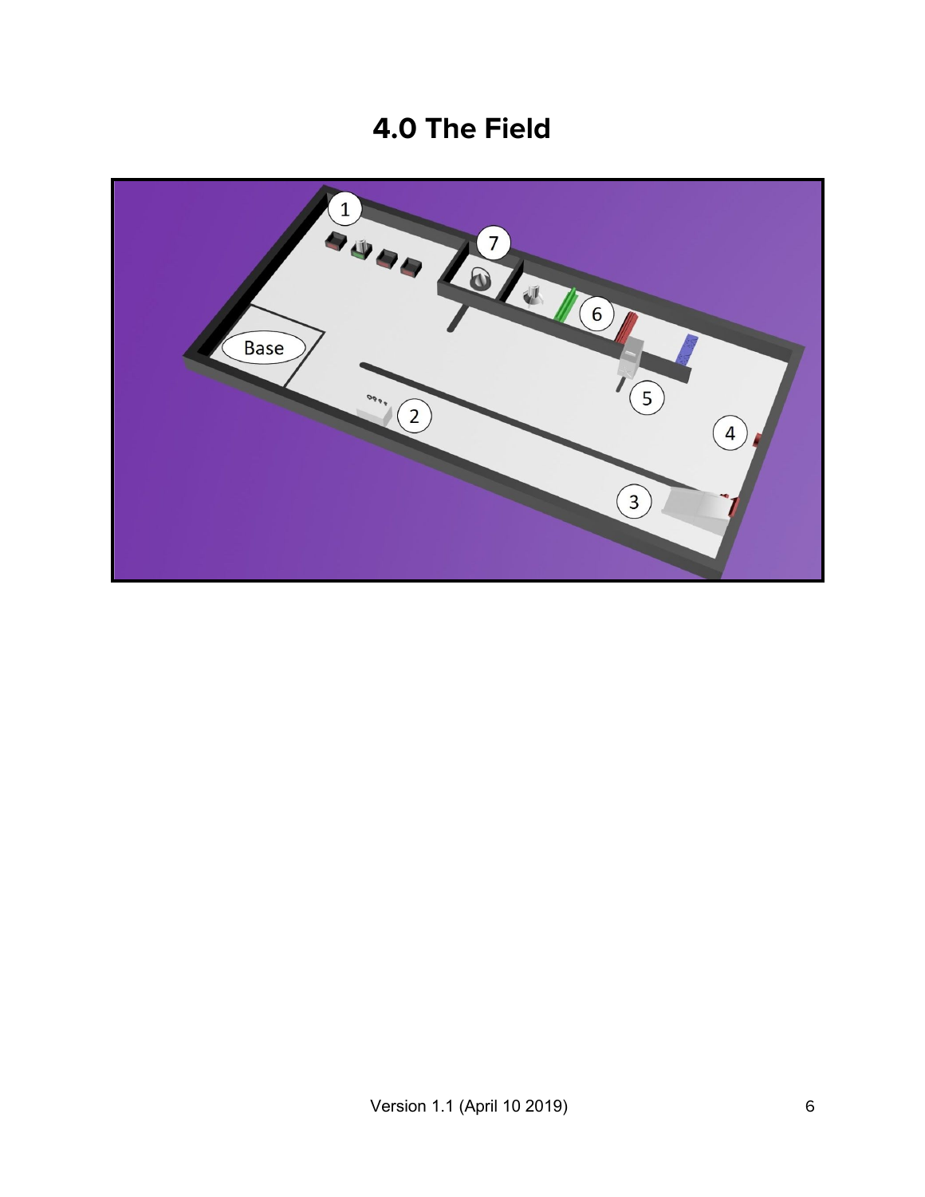# 4.0 The Field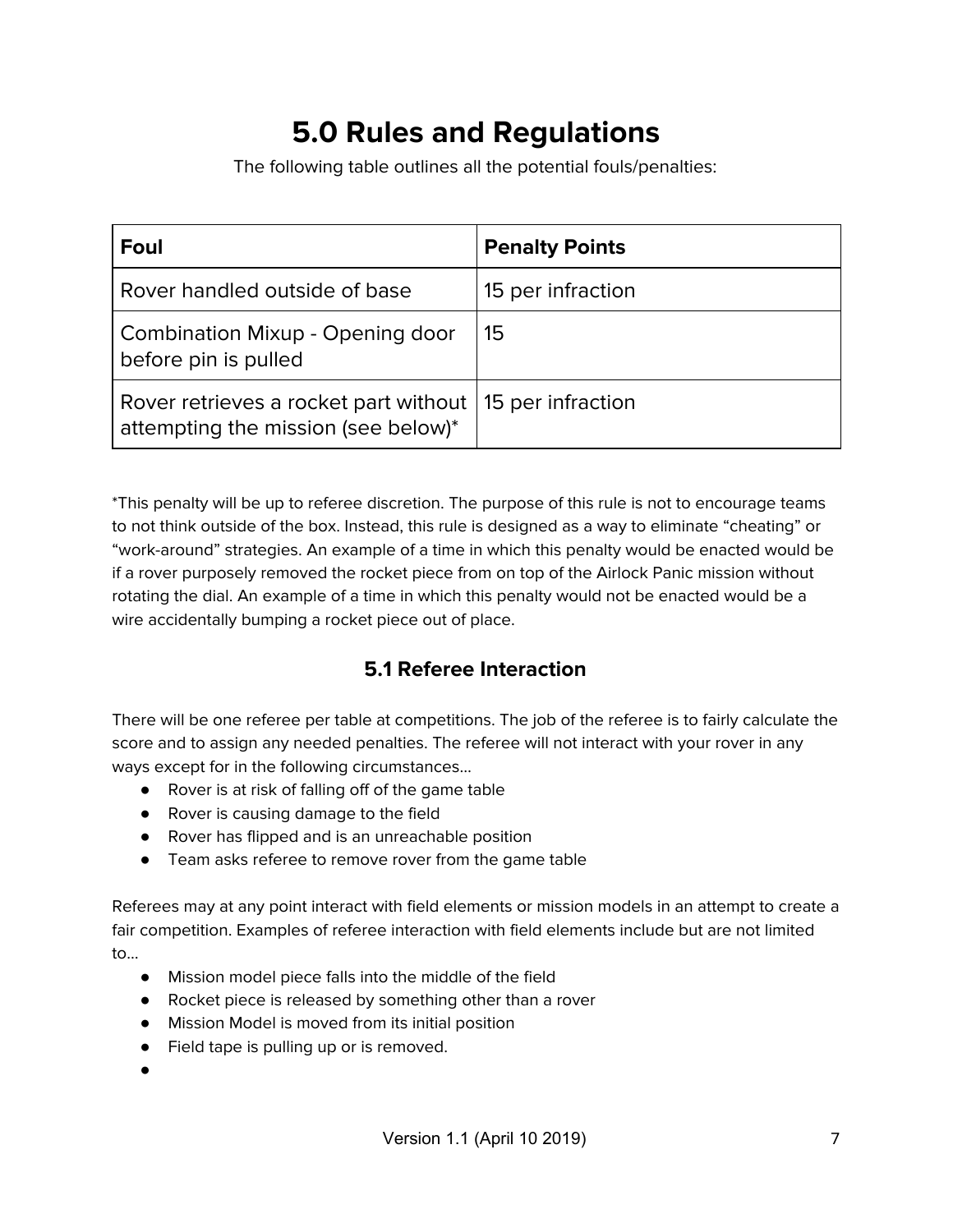# 5.0 Rules and Regulations

The following table outlines all the potential fouls/penalties:

| Foul | Penalty Points |
|---|---|
| Rover handled outside of base | 15 per infraction |
| Combination Mixup - Opening door before pin is pulled | 15 |
| Rover retrieves a rocket part without attempting the mission (see below)* | 15 per infraction |

*This penalty will be up to referee discretion. The purpose of this rule is not to encourage teams to not think outside of the box. Instead, this rule is designed as a way to eliminate "cheating" or "work-around" strategies. An example of a time in which this penalty would be enacted would be if a rover purposely removed the rocket piece from on top of the Airlock Panic mission without rotating the dial. An example of a time in which this penalty would not be enacted would be a wire accidentally bumping a rocket piece out of place.

## 5.1 Referee Interaction

There will be one referee per table at competitions. The job of the referee is to fairly calculate the score and to assign any needed penalties. The referee will not interact with your rover in any ways except for in the following circumstances...

- Rover is at risk of falling off of the game table
- Rover is causing damage to the field
- Rover has flipped and is an unreachable position
- Team asks referee to remove rover from the game table

Referees may at any point interact with field elements or mission models in an attempt to create a fair competition. Examples of referee interaction with field elements include but are not limited to...

- Mission model piece falls into the middle of the field
- Rocket piece is released by something other than a rover
- Mission Model is moved from its initial position
- Field tape is pulling up or is removed.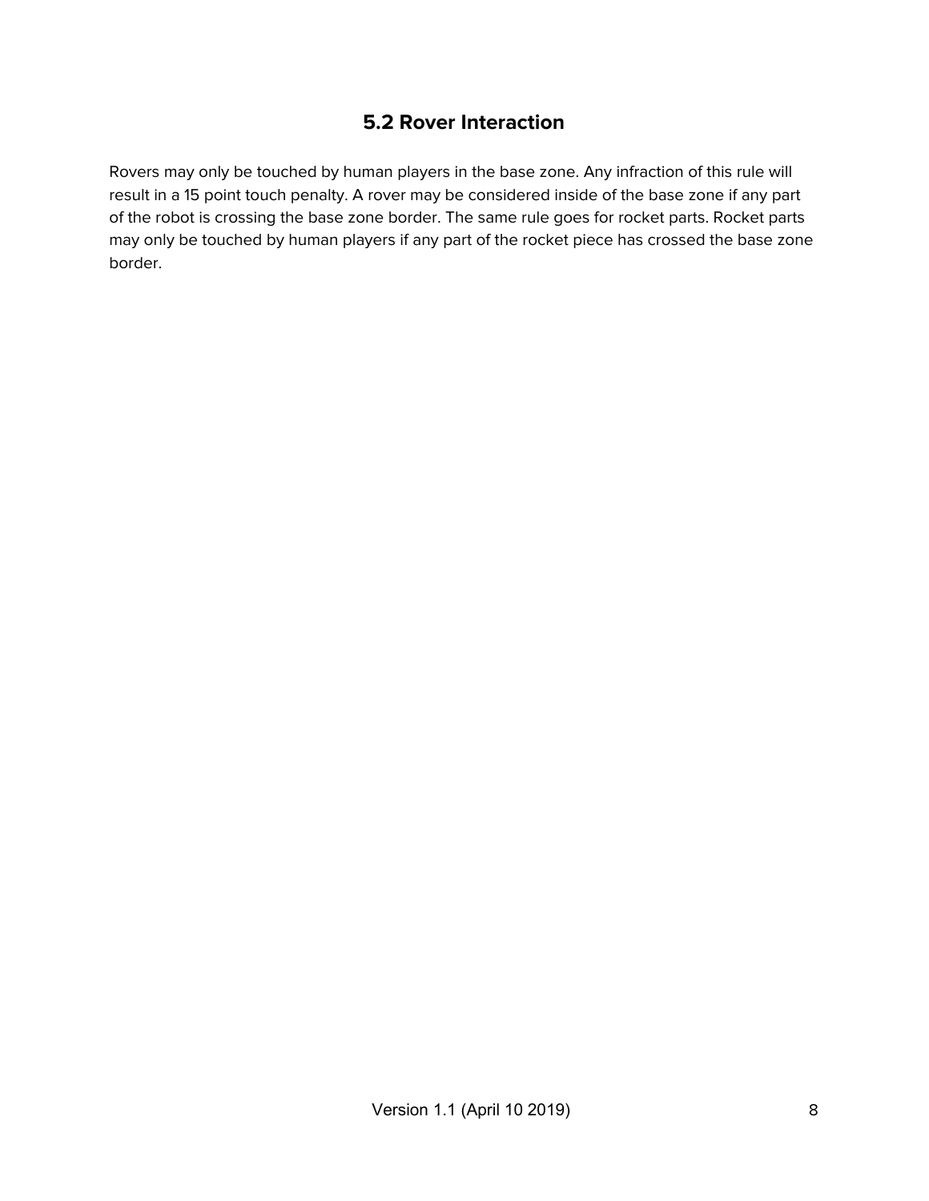### 5.2 Rover Interaction

Rovers may only be touched by human players in the base zone. Any infraction of this rule will result in a 15 point touch penalty. A rover may be considered inside of the base zone if any part of the robot is crossing the base zone border. The same rule goes for rocket parts. Rocket parts may only be touched by human players if any part of the rocket piece has crossed the base zone border.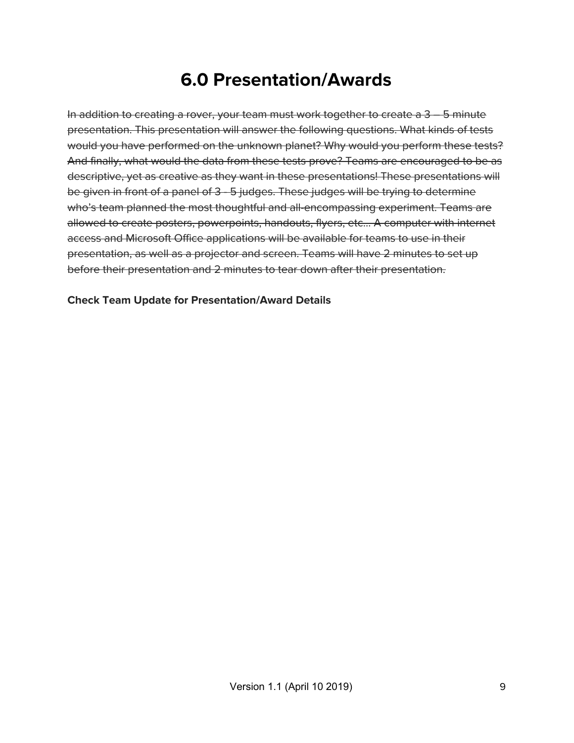# 6.0 Presentation/Awards

~~In addition to creating a rover, your team must work together to create a 3 – 5 minute presentation. This presentation will answer the following questions. What kinds of tests would you have performed on the unknown planet? Why would you perform these tests? And finally, what would the data from these tests prove? Teams are encouraged to be as descriptive, yet as creative as they want in these presentations! These presentations will be given in front of a panel of 3 - 5 judges. These judges will be trying to determine who's team planned the most thoughtful and all-encompassing experiment. Teams are allowed to create posters, powerpoints, handouts, flyers, etc... A computer with internet access and Microsoft Office applications will be available for teams to use in their presentation, as well as a projector and screen. Teams will have 2 minutes to set up before their presentation and 2 minutes to tear down after their presentation.~~

**Check Team Update for Presentation/Award Details**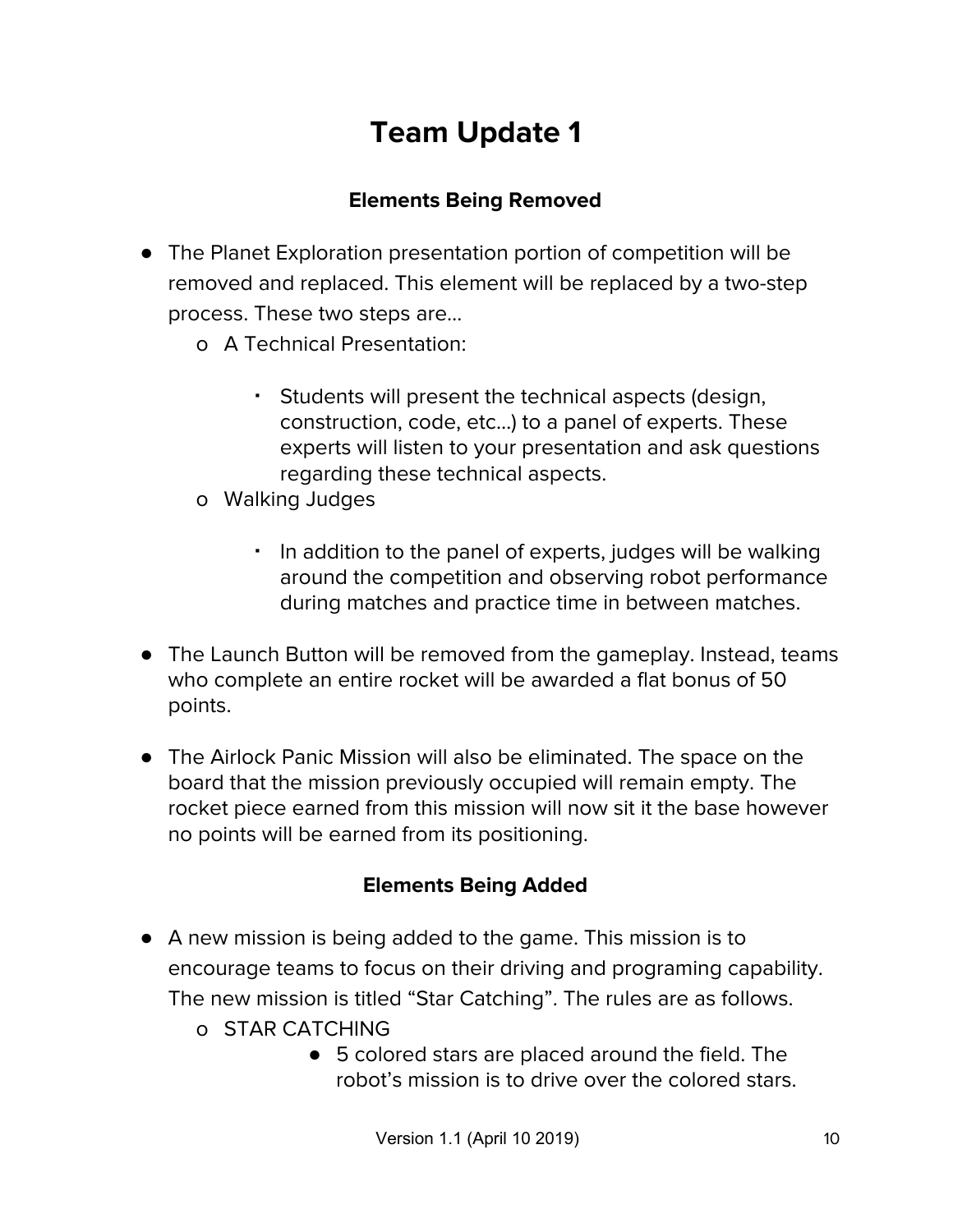# Team Update 1

### Elements Being Removed

- The Planet Exploration presentation portion of competition will be removed and replaced. This element will be replaced by a two-step process. These two steps are…
  - A Technical Presentation:
    - Students will present the technical aspects (design, construction, code, etc…) to a panel of experts. These experts will listen to your presentation and ask questions regarding these technical aspects.
  - Walking Judges
    - In addition to the panel of experts, judges will be walking around the competition and observing robot performance during matches and practice time in between matches.
- The Launch Button will be removed from the gameplay. Instead, teams who complete an entire rocket will be awarded a flat bonus of 50 points.
- The Airlock Panic Mission will also be eliminated. The space on the board that the mission previously occupied will remain empty. The rocket piece earned from this mission will now sit it the base however no points will be earned from its positioning.

### Elements Being Added

- A new mission is being added to the game. This mission is to encourage teams to focus on their driving and programing capability. The new mission is titled "Star Catching". The rules are as follows.
  - STAR CATCHING
    - 5 colored stars are placed around the field. The robot's mission is to drive over the colored stars.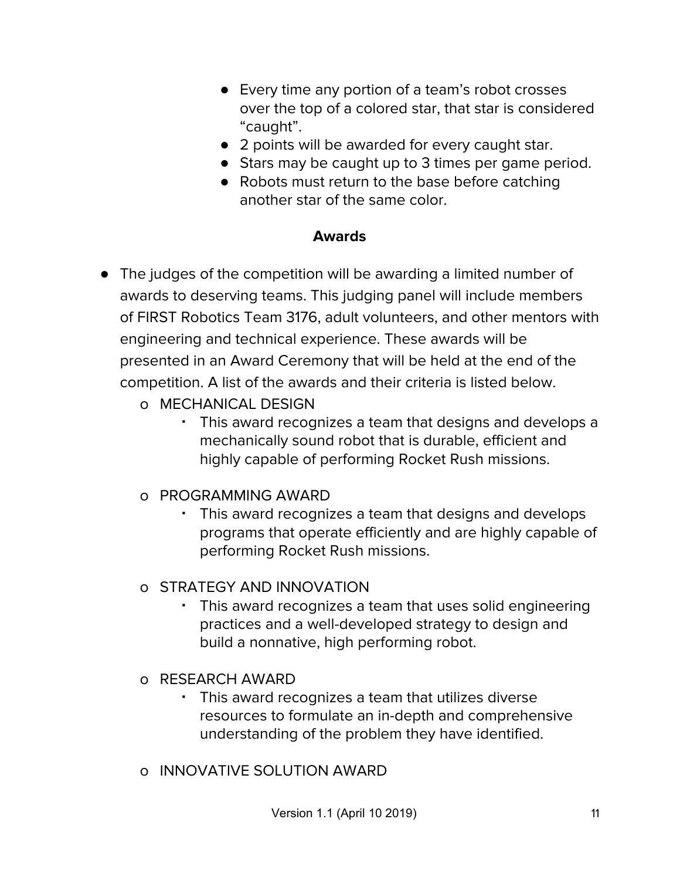- Every time any portion of a team's robot crosses over the top of a colored star, that star is considered "caught".
- 2 points will be awarded for every caught star.
- Stars may be caught up to 3 times per game period.
- Robots must return to the base before catching another star of the same color.

**Awards**

- The judges of the competition will be awarding a limited number of awards to deserving teams. This judging panel will include members of FIRST Robotics Team 3176, adult volunteers, and other mentors with engineering and technical experience. These awards will be presented in an Award Ceremony that will be held at the end of the competition. A list of the awards and their criteria is listed below.
  - MECHANICAL DESIGN
    - This award recognizes a team that designs and develops a mechanically sound robot that is durable, efficient and highly capable of performing Rocket Rush missions.
  - PROGRAMMING AWARD
    - This award recognizes a team that designs and develops programs that operate efficiently and are highly capable of performing Rocket Rush missions.
  - STRATEGY AND INNOVATION
    - This award recognizes a team that uses solid engineering practices and a well-developed strategy to design and build a nonnative, high performing robot.
  - RESEARCH AWARD
    - This award recognizes a team that utilizes diverse resources to formulate an in-depth and comprehensive understanding of the problem they have identified.
  - INNOVATIVE SOLUTION AWARD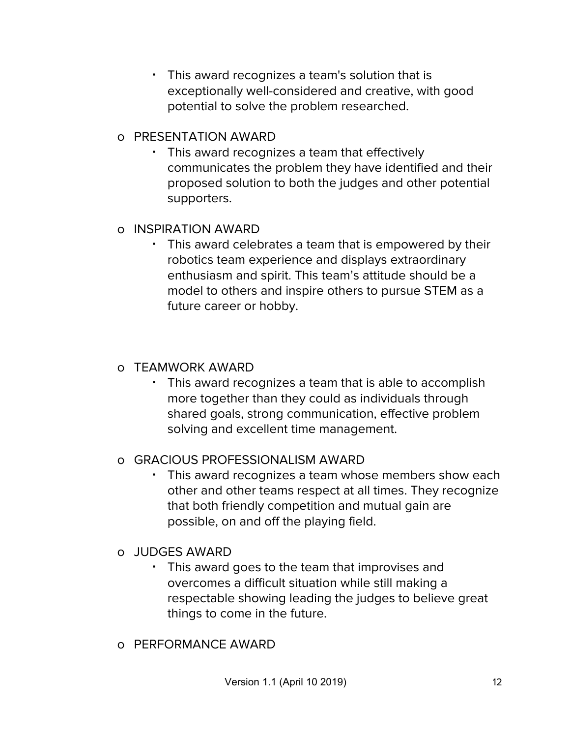- This award recognizes a team's solution that is exceptionally well-considered and creative, with good potential to solve the problem researched.

- PRESENTATION AWARD
  - This award recognizes a team that effectively communicates the problem they have identified and their proposed solution to both the judges and other potential supporters.

- INSPIRATION AWARD
  - This award celebrates a team that is empowered by their robotics team experience and displays extraordinary enthusiasm and spirit. This team's attitude should be a model to others and inspire others to pursue STEM as a future career or hobby.

- TEAMWORK AWARD
  - This award recognizes a team that is able to accomplish more together than they could as individuals through shared goals, strong communication, effective problem solving and excellent time management.

- GRACIOUS PROFESSIONALISM AWARD
  - This award recognizes a team whose members show each other and other teams respect at all times. They recognize that both friendly competition and mutual gain are possible, on and off the playing field.

- JUDGES AWARD
  - This award goes to the team that improvises and overcomes a difficult situation while still making a respectable showing leading the judges to believe great things to come in the future.

- PERFORMANCE AWARD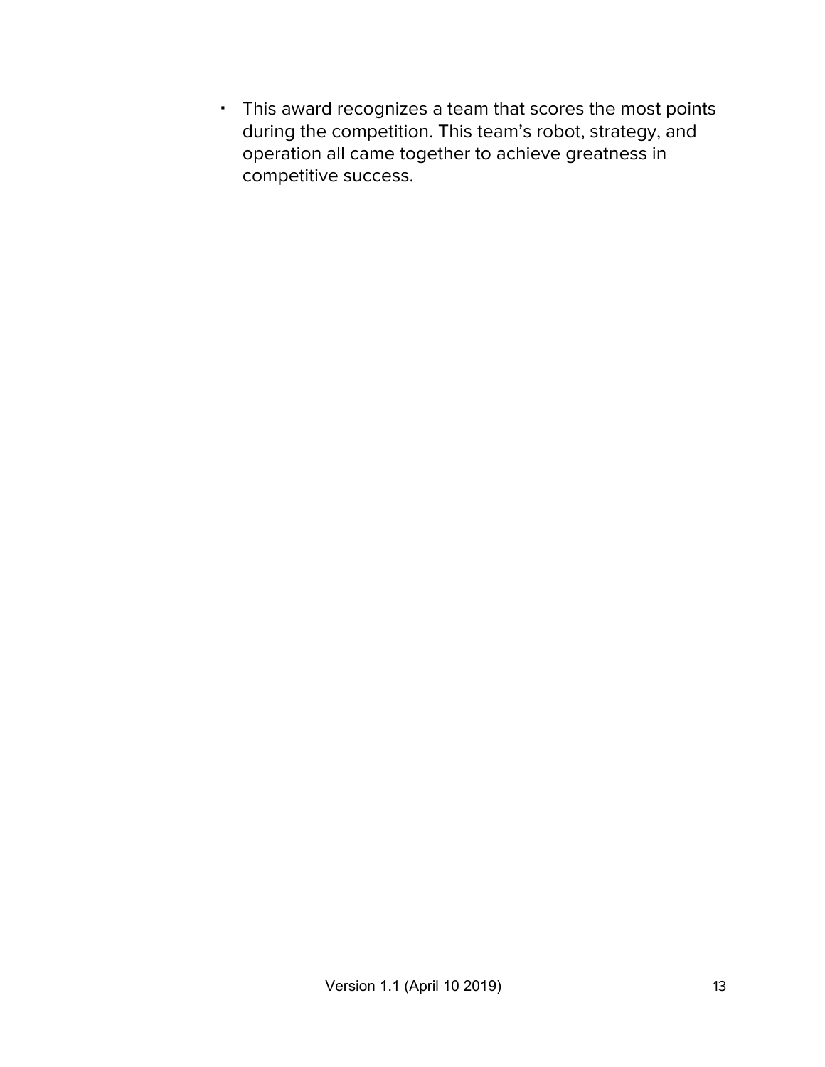- This award recognizes a team that scores the most points during the competition. This team's robot, strategy, and operation all came together to achieve greatness in competitive success.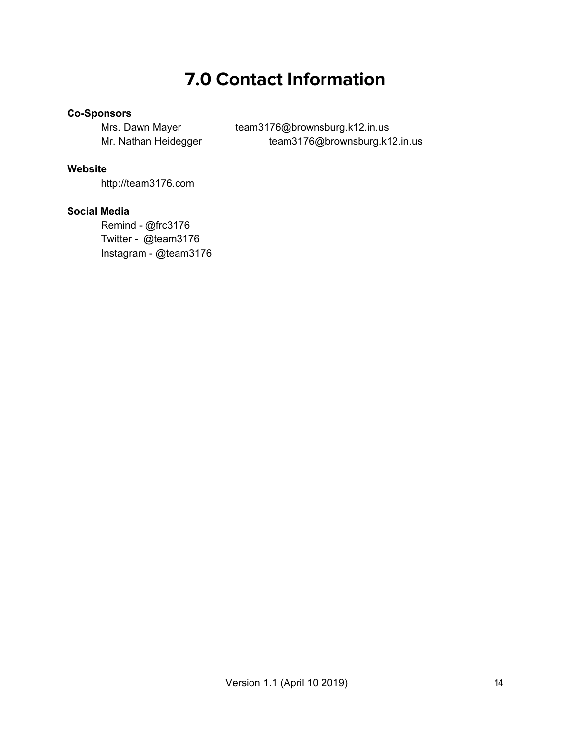# 7.0 Contact Information

**Co-Sponsors**

| | |
|---|---|
| Mrs. Dawn Mayer | team3176@brownsburg.k12.in.us |
| Mr. Nathan Heidegger | team3176@brownsburg.k12.in.us |

**Website**

http://team3176.com

**Social Media**

Remind - @frc3176
Twitter - @team3176
Instagram - @team3176

Version 1.1 (April 10 2019)